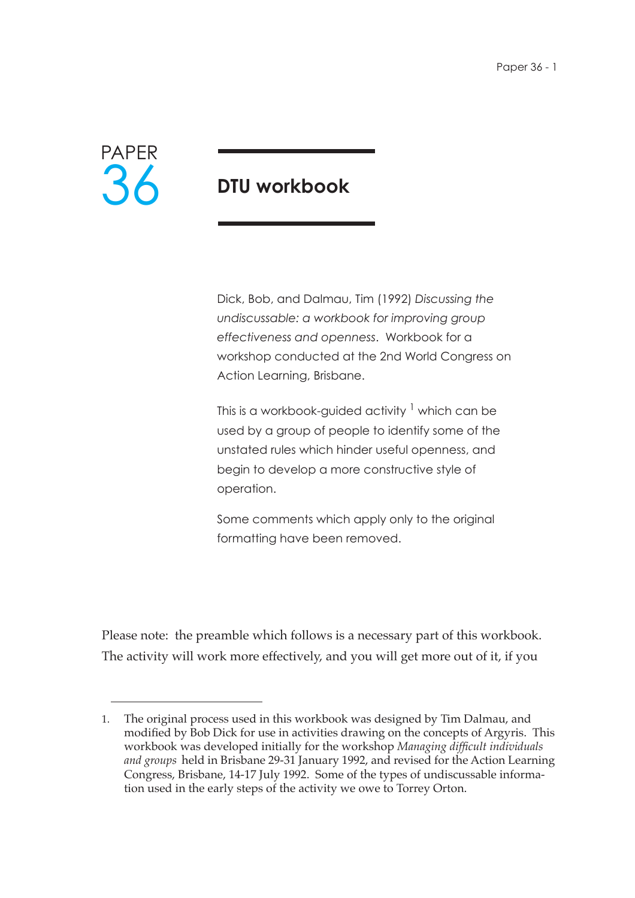# PAPER 36

# DTU workbook

Dick, Bob, and Dalmau, Tim (1992) *Discussing the undiscussable: a workbook for improving group effectiveness and openness*. Workbook for a workshop conducted at the 2nd World Congress on Action Learning, Brisbane.

This is a workbook-guided activity [1] which can be used by a group of people to identify some of the unstated rules which hinder useful openness, and begin to develop a more constructive style of operation.

Some comments which apply only to the original formatting have been removed.

Please note: the preamble which follows is a necessary part of this workbook. The activity will work more effectively, and you will get more out of it, if you

1. The original process used in this workbook was designed by Tim Dalmau, and modified by Bob Dick for use in activities drawing on the concepts of Argyris. This workbook was developed initially for the workshop *Managing difficult individuals and groups* held in Brisbane 29-31 January 1992, and revised for the Action Learning Congress, Brisbane, 14-17 July 1992. Some of the types of undiscussable information used in the early steps of the activity we owe to Torrey Orton.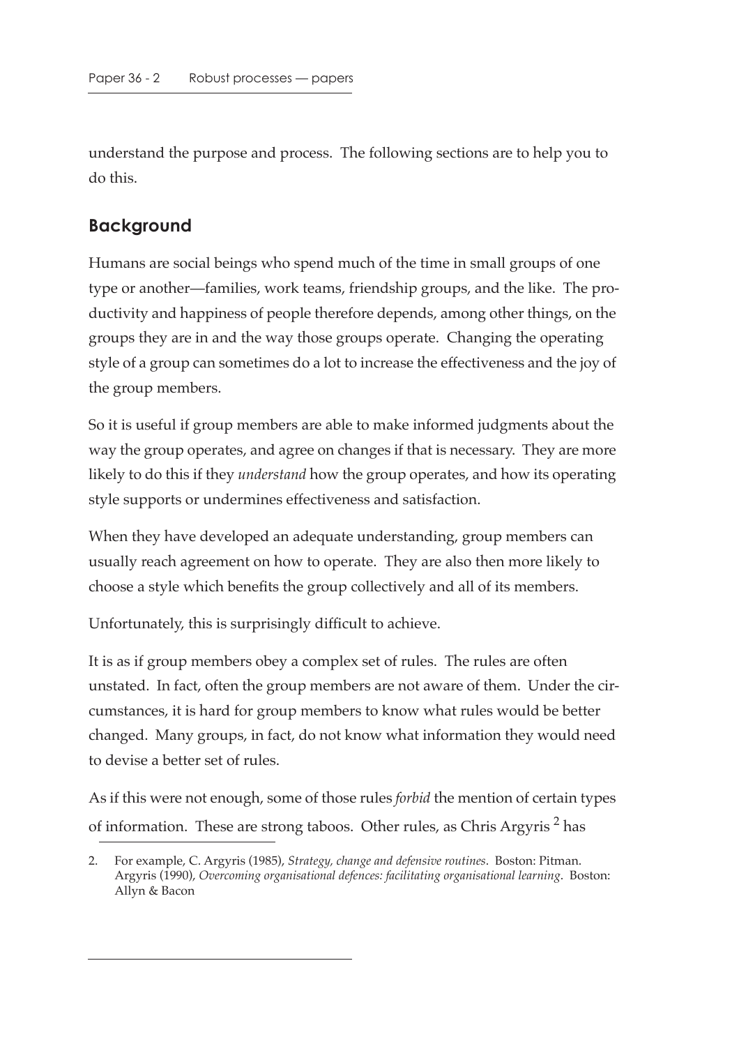understand the purpose and process. The following sections are to help you to do this.

## Background

Humans are social beings who spend much of the time in small groups of one type or another—families, work teams, friendship groups, and the like. The productivity and happiness of people therefore depends, among other things, on the groups they are in and the way those groups operate. Changing the operating style of a group can sometimes do a lot to increase the effectiveness and the joy of the group members.

So it is useful if group members are able to make informed judgments about the way the group operates, and agree on changes if that is necessary. They are more likely to do this if they *understand* how the group operates, and how its operating style supports or undermines effectiveness and satisfaction.

When they have developed an adequate understanding, group members can usually reach agreement on how to operate. They are also then more likely to choose a style which benefits the group collectively and all of its members.

Unfortunately, this is surprisingly difficult to achieve.

It is as if group members obey a complex set of rules. The rules are often unstated. In fact, often the group members are not aware of them. Under the circumstances, it is hard for group members to know what rules would be better changed. Many groups, in fact, do not know what information they would need to devise a better set of rules.

As if this were not enough, some of those rules *forbid* the mention of certain types of information. These are strong taboos. Other rules, as Chris Argyris [2] has

2. For example, C. Argyris (1985), *Strategy, change and defensive routines*. Boston: Pitman. Argyris (1990), *Overcoming organisational defences: facilitating organisational learning*. Boston: Allyn & Bacon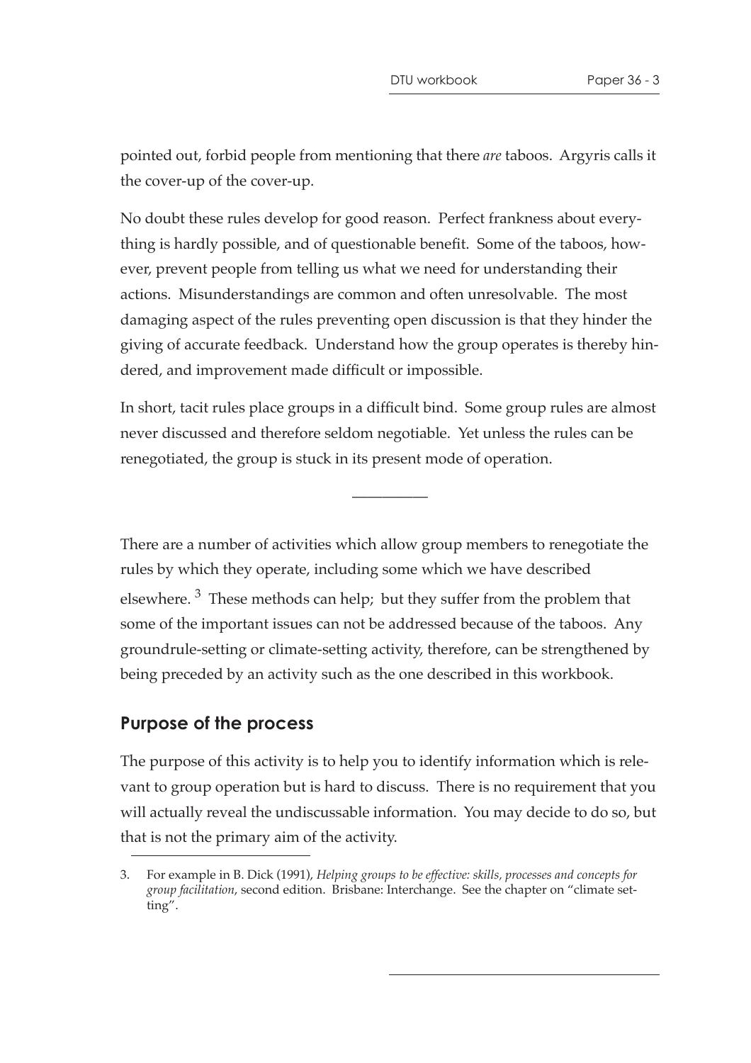pointed out, forbid people from mentioning that there *are* taboos. Argyris calls it the cover-up of the cover-up.

No doubt these rules develop for good reason. Perfect frankness about everything is hardly possible, and of questionable benefit. Some of the taboos, however, prevent people from telling us what we need for understanding their actions. Misunderstandings are common and often unresolvable. The most damaging aspect of the rules preventing open discussion is that they hinder the giving of accurate feedback. Understand how the group operates is thereby hindered, and improvement made difficult or impossible.

In short, tacit rules place groups in a difficult bind. Some group rules are almost never discussed and therefore seldom negotiable. Yet unless the rules can be renegotiated, the group is stuck in its present mode of operation.

---

There are a number of activities which allow group members to renegotiate the rules by which they operate, including some which we have described elsewhere. [3] These methods can help; but they suffer from the problem that some of the important issues can not be addressed because of the taboos. Any groundrule-setting or climate-setting activity, therefore, can be strengthened by being preceded by an activity such as the one described in this workbook.

## Purpose of the process

The purpose of this activity is to help you to identify information which is relevant to group operation but is hard to discuss. There is no requirement that you will actually reveal the undiscussable information. You may decide to do so, but that is not the primary aim of the activity.

3. For example in B. Dick (1991), *Helping groups to be effective: skills, processes and concepts for group facilitation*, second edition. Brisbane: Interchange. See the chapter on "climate setting".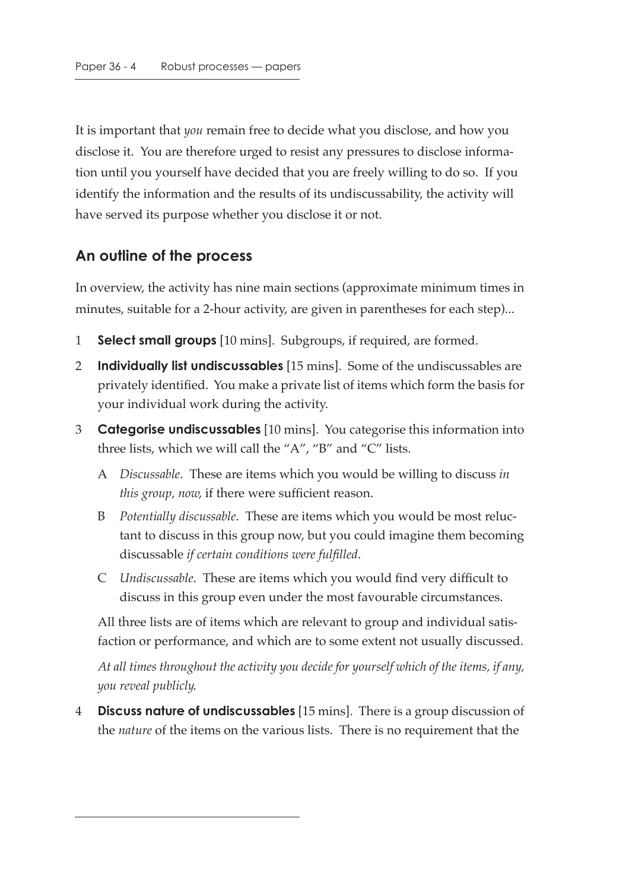It is important that *you* remain free to decide what you disclose, and how you disclose it. You are therefore urged to resist any pressures to disclose information until you yourself have decided that you are freely willing to do so. If you identify the information and the results of its undiscussability, the activity will have served its purpose whether you disclose it or not.

## An outline of the process

In overview, the activity has nine main sections (approximate minimum times in minutes, suitable for a 2-hour activity, are given in parentheses for each step)...

1 **Select small groups** [10 mins]. Subgroups, if required, are formed.

2 **Individually list undiscussables** [15 mins]. Some of the undiscussables are privately identified. You make a private list of items which form the basis for your individual work during the activity.

3 **Categorise undiscussables** [10 mins]. You categorise this information into three lists, which we will call the "A", "B" and "C" lists.

   A *Discussable*. These are items which you would be willing to discuss *in this group, now,* if there were sufficient reason.

   B *Potentially discussable*. These are items which you would be most reluctant to discuss in this group now, but you could imagine them becoming discussable *if certain conditions were fulfilled*.

   C *Undiscussable*. These are items which you would find very difficult to discuss in this group even under the most favourable circumstances.

   All three lists are of items which are relevant to group and individual satisfaction or performance, and which are to some extent not usually discussed.

   *At all times throughout the activity you decide for yourself which of the items, if any, you reveal publicly.*

4 **Discuss nature of undiscussables** [15 mins]. There is a group discussion of the *nature* of the items on the various lists. There is no requirement that the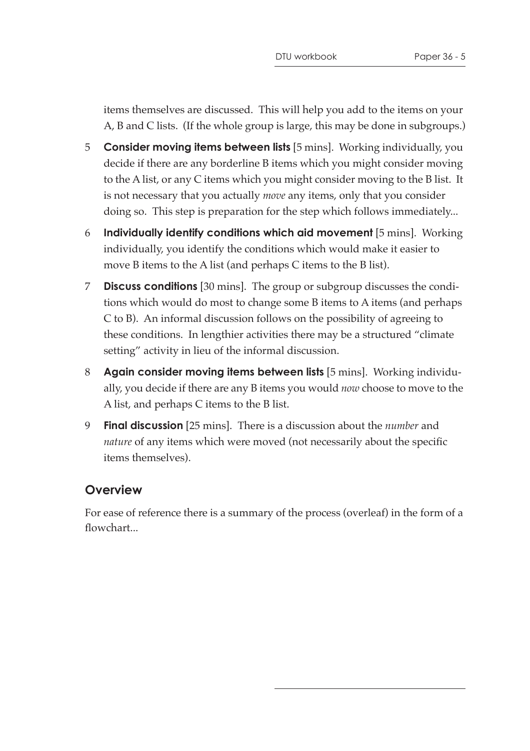items themselves are discussed. This will help you add to the items on your A, B and C lists. (If the whole group is large, this may be done in subgroups.)

5 **Consider moving items between lists** [5 mins]. Working individually, you decide if there are any borderline B items which you might consider moving to the A list, or any C items which you might consider moving to the B list. It is not necessary that you actually *move* any items, only that you consider doing so. This step is preparation for the step which follows immediately...

6 **Individually identify conditions which aid movement** [5 mins]. Working individually, you identify the conditions which would make it easier to move B items to the A list (and perhaps C items to the B list).

7 **Discuss conditions** [30 mins]. The group or subgroup discusses the conditions which would do most to change some B items to A items (and perhaps C to B). An informal discussion follows on the possibility of agreeing to these conditions. In lengthier activities there may be a structured "climate setting" activity in lieu of the informal discussion.

8 **Again consider moving items between lists** [5 mins]. Working individually, you decide if there are any B items you would *now* choose to move to the A list, and perhaps C items to the B list.

9 **Final discussion** [25 mins]. There is a discussion about the *number* and *nature* of any items which were moved (not necessarily about the specific items themselves).

## Overview

For ease of reference there is a summary of the process (overleaf) in the form of a flowchart...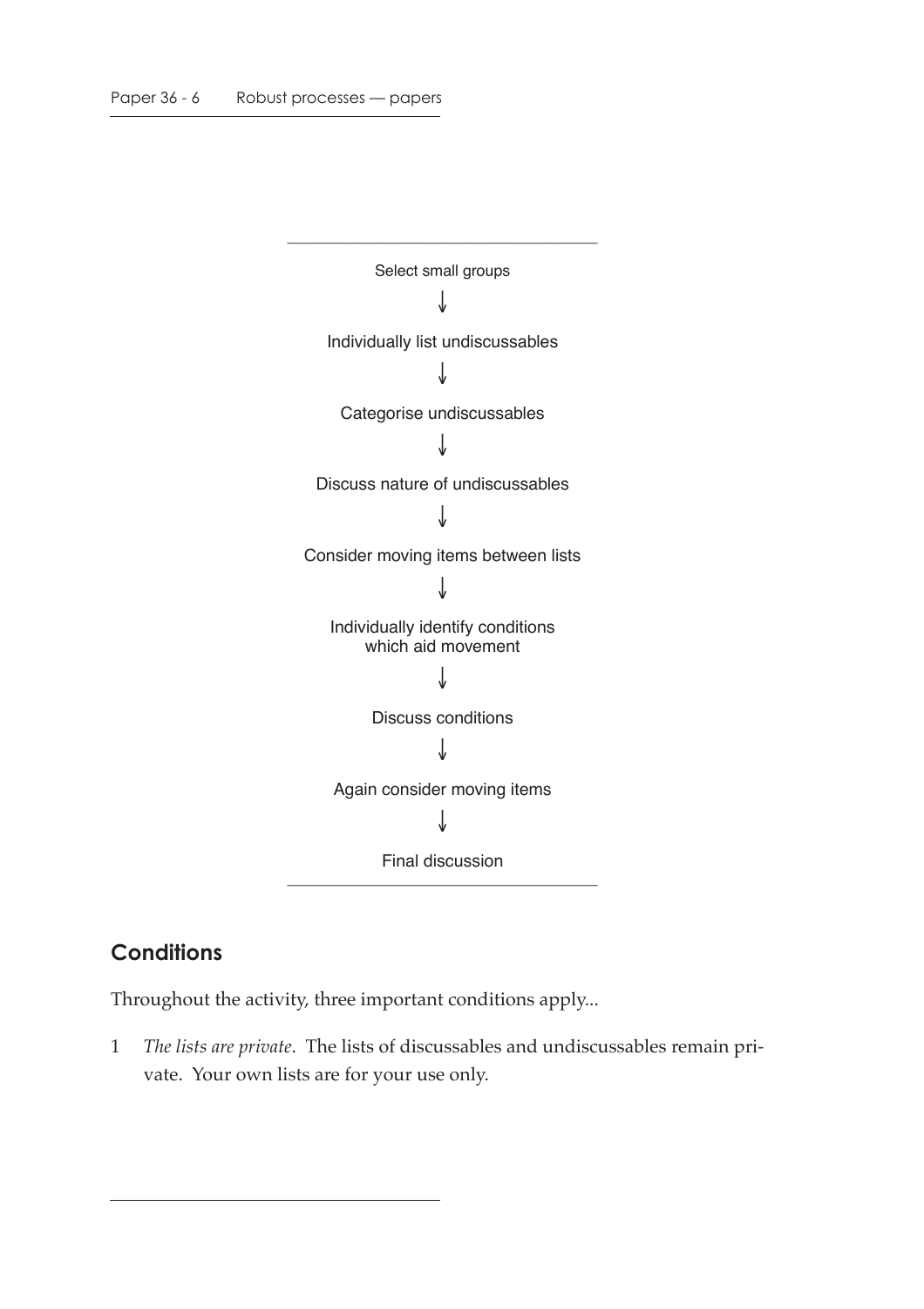Select small groups

↓

Individually list undiscussables

↓

Categorise undiscussables

↓

Discuss nature of undiscussables

↓

Consider moving items between lists

↓

Individually identify conditions which aid movement

↓

Discuss conditions

↓

Again consider moving items

↓

Final discussion

## Conditions

Throughout the activity, three important conditions apply...

1 *The lists are private*. The lists of discussables and undiscussables remain private. Your own lists are for your use only.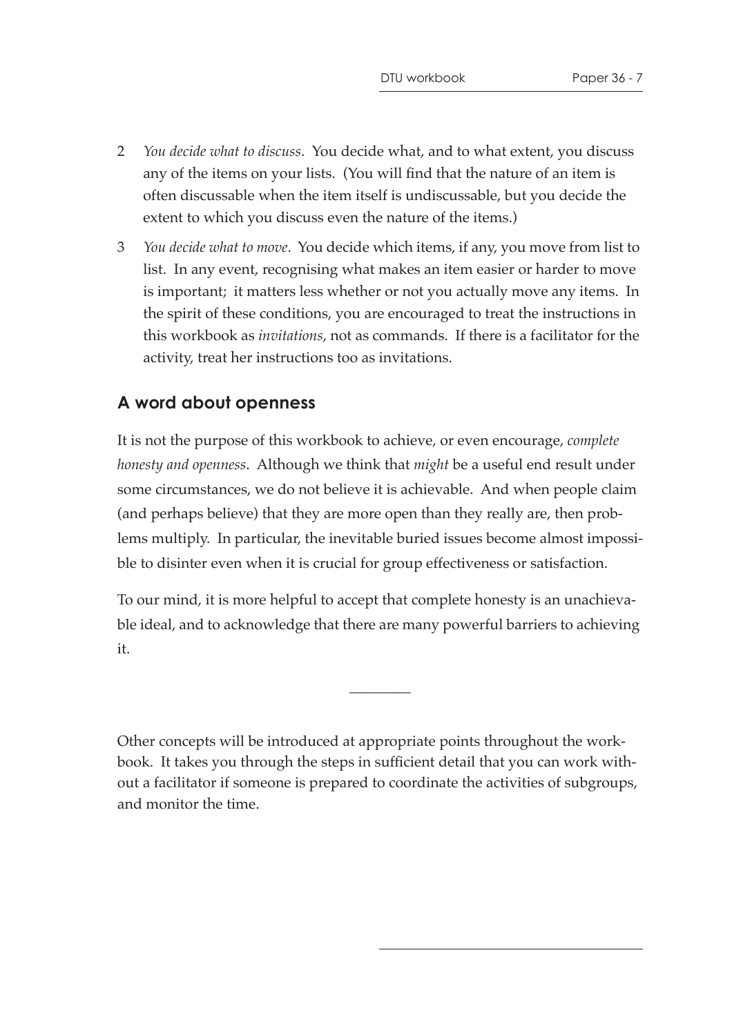2. *You decide what to discuss*. You decide what, and to what extent, you discuss any of the items on your lists. (You will find that the nature of an item is often discussable when the item itself is undiscussable, but you decide the extent to which you discuss even the nature of the items.)

3. *You decide what to move*. You decide which items, if any, you move from list to list. In any event, recognising what makes an item easier or harder to move is important; it matters less whether or not you actually move any items. In the spirit of these conditions, you are encouraged to treat the instructions in this workbook as *invitations*, not as commands. If there is a facilitator for the activity, treat her instructions too as invitations.

## A word about openness

It is not the purpose of this workbook to achieve, or even encourage, *complete honesty and openness*. Although we think that *might* be a useful end result under some circumstances, we do not believe it is achievable. And when people claim (and perhaps believe) that they are more open than they really are, then problems multiply. In particular, the inevitable buried issues become almost impossible to disinter even when it is crucial for group effectiveness or satisfaction.

To our mind, it is more helpful to accept that complete honesty is an unachievable ideal, and to acknowledge that there are many powerful barriers to achieving it.

---

Other concepts will be introduced at appropriate points throughout the workbook. It takes you through the steps in sufficient detail that you can work without a facilitator if someone is prepared to coordinate the activities of subgroups, and monitor the time.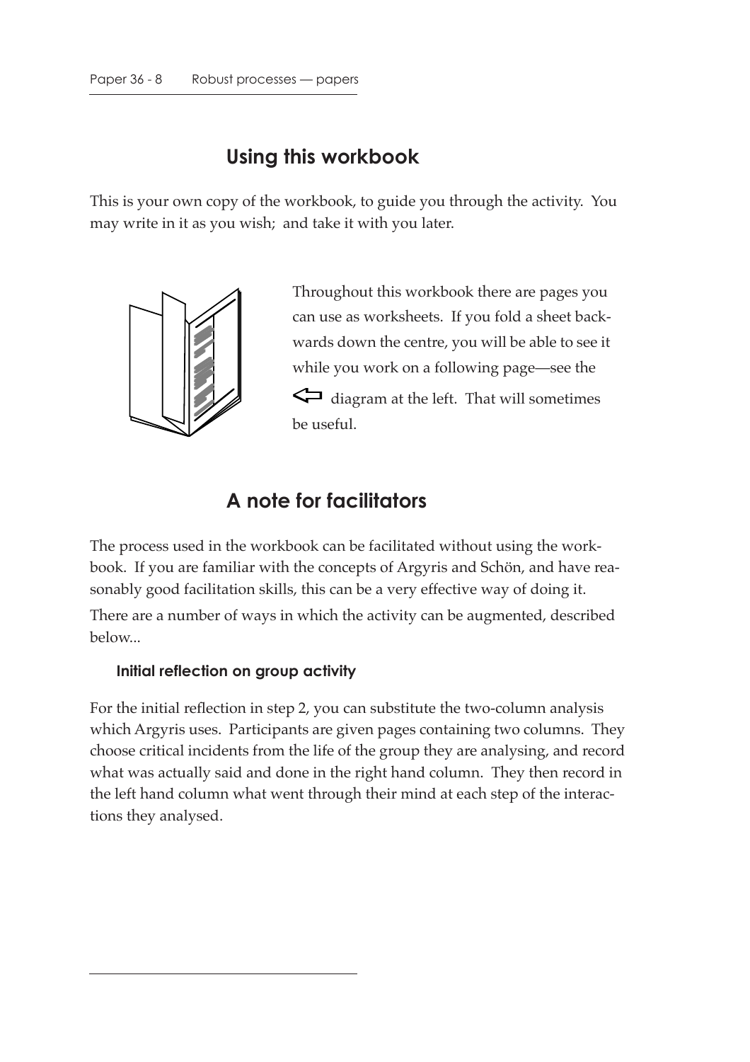## Using this workbook

This is your own copy of the workbook, to guide you through the activity. You may write in it as you wish; and take it with you later.

Throughout this workbook there are pages you can use as worksheets. If you fold a sheet backwards down the centre, you will be able to see it while you work on a following page—see the ⇦ diagram at the left. That will sometimes be useful.

## A note for facilitators

The process used in the workbook can be facilitated without using the workbook. If you are familiar with the concepts of Argyris and Schön, and have reasonably good facilitation skills, this can be a very effective way of doing it.

There are a number of ways in which the activity can be augmented, described below...

### Initial reflection on group activity

For the initial reflection in step 2, you can substitute the two-column analysis which Argyris uses. Participants are given pages containing two columns. They choose critical incidents from the life of the group they are analysing, and record what was actually said and done in the right hand column. They then record in the left hand column what went through their mind at each step of the interactions they analysed.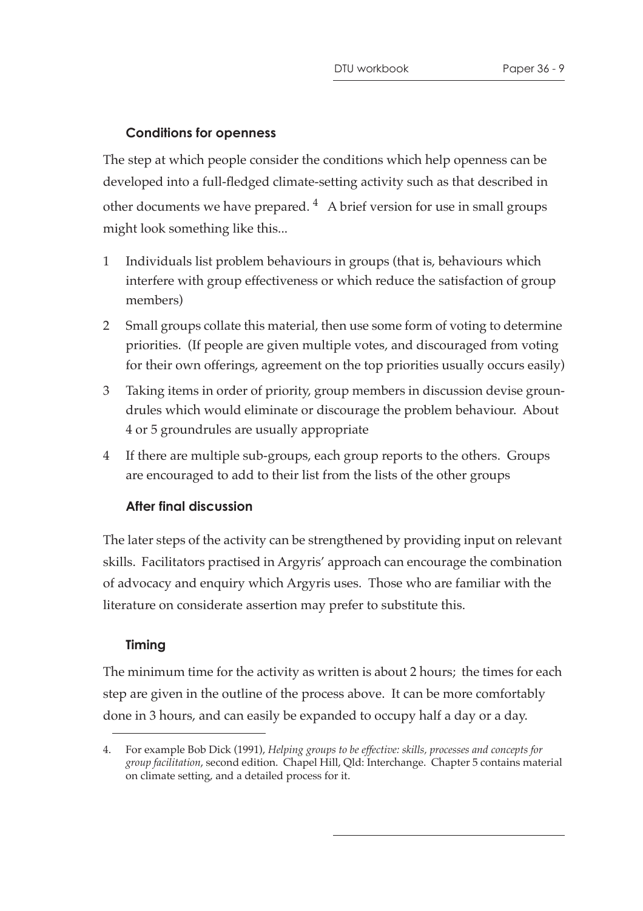### Conditions for openness

The step at which people consider the conditions which help openness can be developed into a full-fledged climate-setting activity such as that described in other documents we have prepared. [4] A brief version for use in small groups might look something like this...

1. Individuals list problem behaviours in groups (that is, behaviours which interfere with group effectiveness or which reduce the satisfaction of group members)
2. Small groups collate this material, then use some form of voting to determine priorities. (If people are given multiple votes, and discouraged from voting for their own offerings, agreement on the top priorities usually occurs easily)
3. Taking items in order of priority, group members in discussion devise groundrules which would eliminate or discourage the problem behaviour. About 4 or 5 groundrules are usually appropriate
4. If there are multiple sub-groups, each group reports to the others. Groups are encouraged to add to their list from the lists of the other groups

### After final discussion

The later steps of the activity can be strengthened by providing input on relevant skills. Facilitators practised in Argyris' approach can encourage the combination of advocacy and enquiry which Argyris uses. Those who are familiar with the literature on considerate assertion may prefer to substitute this.

### Timing

The minimum time for the activity as written is about 2 hours; the times for each step are given in the outline of the process above. It can be more comfortably done in 3 hours, and can easily be expanded to occupy half a day or a day.

---

4. For example Bob Dick (1991), *Helping groups to be effective: skills, processes and concepts for group facilitation*, second edition. Chapel Hill, Qld: Interchange. Chapter 5 contains material on climate setting, and a detailed process for it.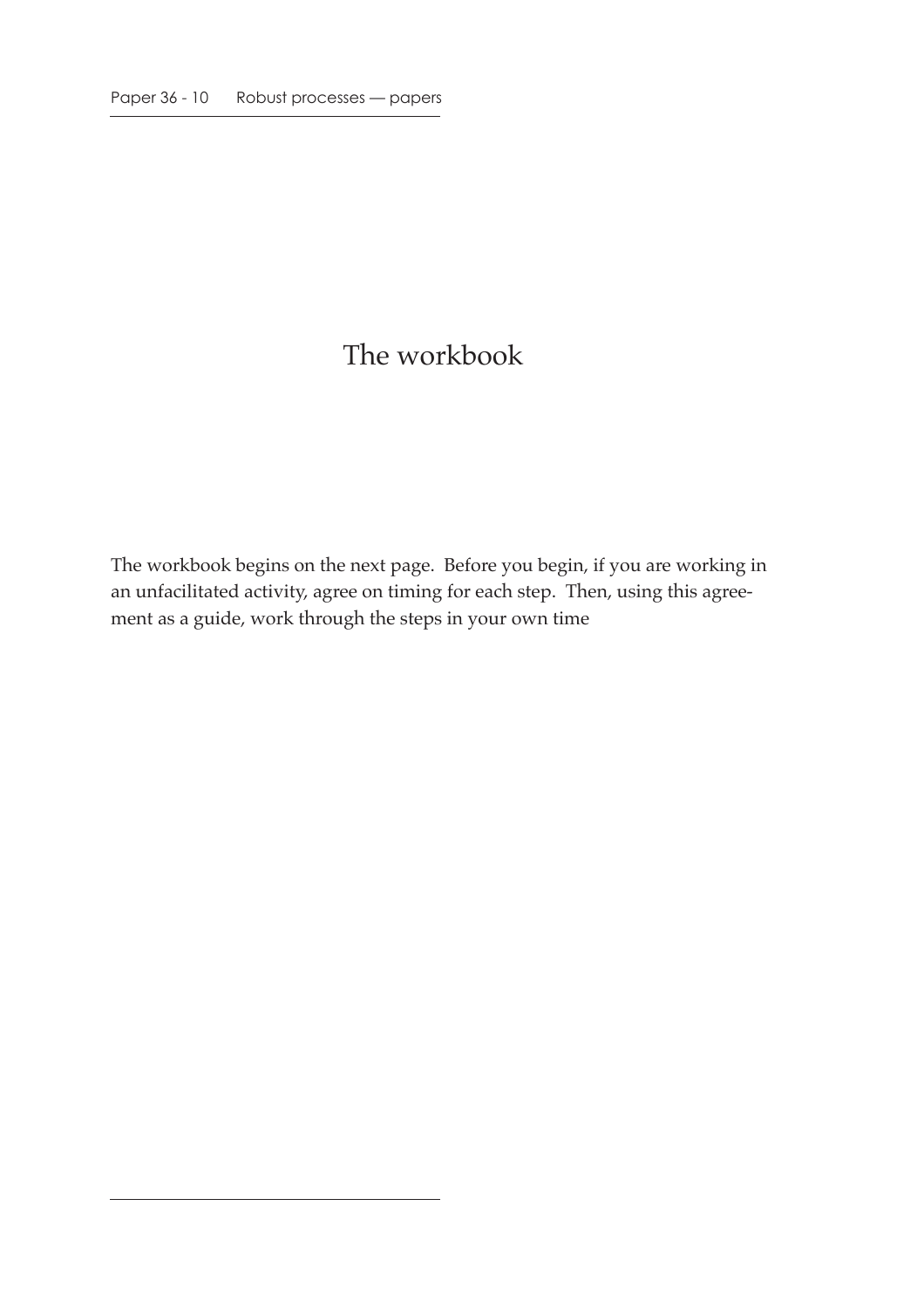# The workbook

The workbook begins on the next page. Before you begin, if you are working in an unfacilitated activity, agree on timing for each step. Then, using this agreement as a guide, work through the steps in your own time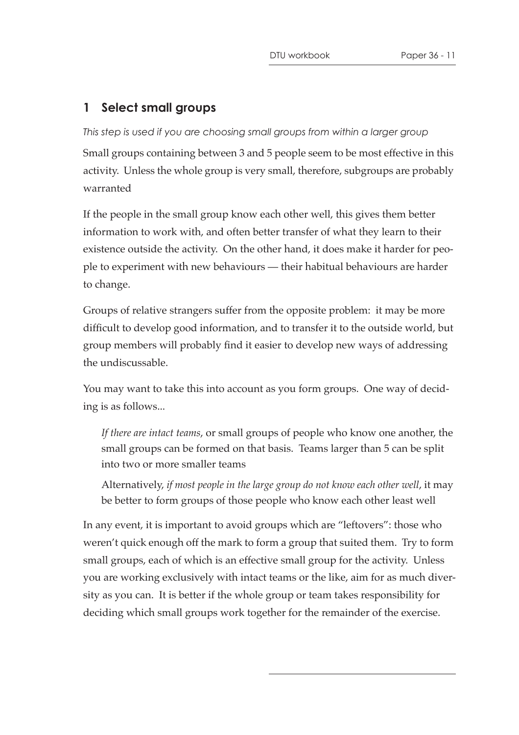## 1 Select small groups

*This step is used if you are choosing small groups from within a larger group*

Small groups containing between 3 and 5 people seem to be most effective in this activity. Unless the whole group is very small, therefore, subgroups are probably warranted

If the people in the small group know each other well, this gives them better information to work with, and often better transfer of what they learn to their existence outside the activity. On the other hand, it does make it harder for people to experiment with new behaviours — their habitual behaviours are harder to change.

Groups of relative strangers suffer from the opposite problem: it may be more difficult to develop good information, and to transfer it to the outside world, but group members will probably find it easier to develop new ways of addressing the undiscussable.

You may want to take this into account as you form groups. One way of deciding is as follows...

> *If there are intact teams*, or small groups of people who know one another, the small groups can be formed on that basis. Teams larger than 5 can be split into two or more smaller teams
>
> Alternatively, *if most people in the large group do not know each other well*, it may be better to form groups of those people who know each other least well

In any event, it is important to avoid groups which are "leftovers": those who weren't quick enough off the mark to form a group that suited them. Try to form small groups, each of which is an effective small group for the activity. Unless you are working exclusively with intact teams or the like, aim for as much diversity as you can. It is better if the whole group or team takes responsibility for deciding which small groups work together for the remainder of the exercise.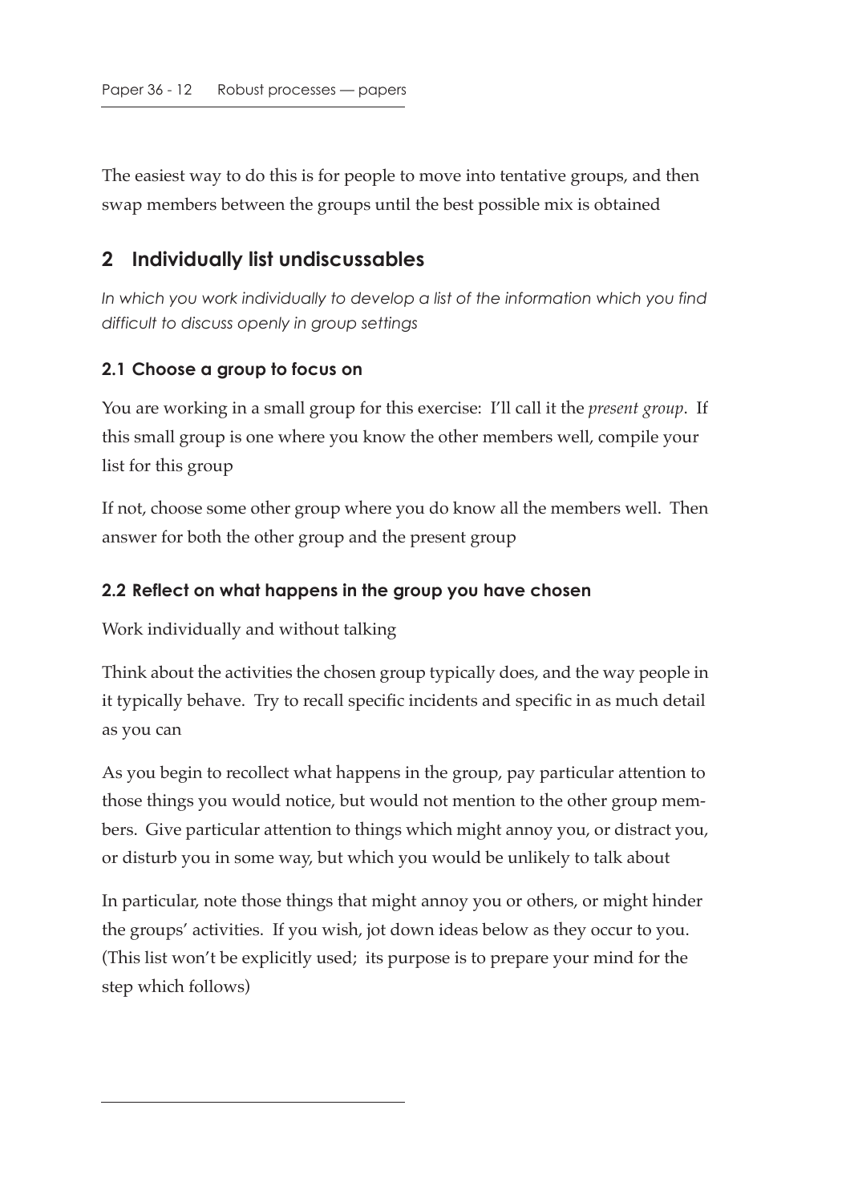The easiest way to do this is for people to move into tentative groups, and then swap members between the groups until the best possible mix is obtained

## 2 Individually list undiscussables

*In which you work individually to develop a list of the information which you find difficult to discuss openly in group settings*

### 2.1 Choose a group to focus on

You are working in a small group for this exercise: I'll call it the *present group*. If this small group is one where you know the other members well, compile your list for this group

If not, choose some other group where you do know all the members well. Then answer for both the other group and the present group

### 2.2 Reflect on what happens in the group you have chosen

Work individually and without talking

Think about the activities the chosen group typically does, and the way people in it typically behave. Try to recall specific incidents and specific in as much detail as you can

As you begin to recollect what happens in the group, pay particular attention to those things you would notice, but would not mention to the other group members. Give particular attention to things which might annoy you, or distract you, or disturb you in some way, but which you would be unlikely to talk about

In particular, note those things that might annoy you or others, or might hinder the groups' activities. If you wish, jot down ideas below as they occur to you. (This list won't be explicitly used; its purpose is to prepare your mind for the step which follows)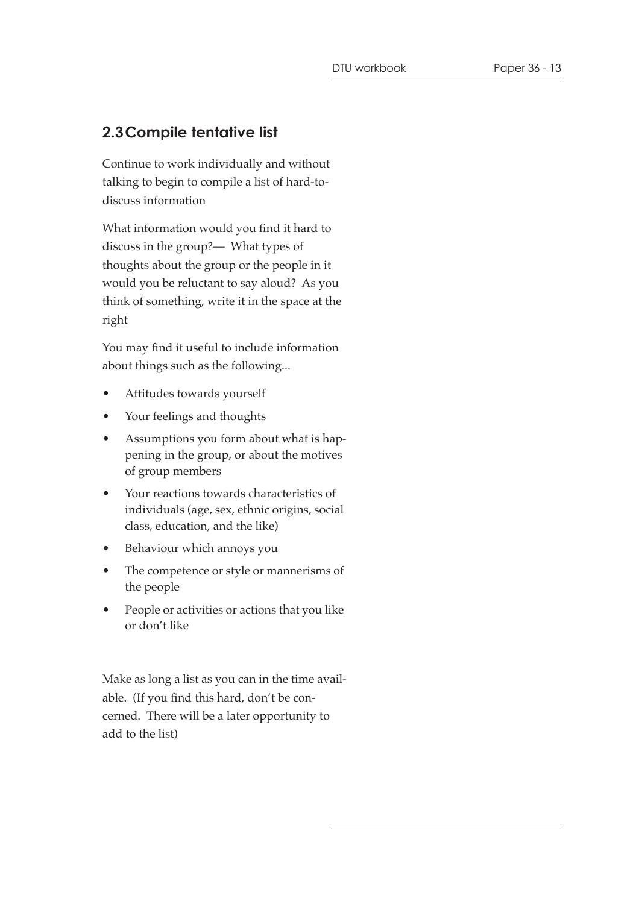## 2.3 Compile tentative list

Continue to work individually and without talking to begin to compile a list of hard-to-discuss information

What information would you find it hard to discuss in the group?— What types of thoughts about the group or the people in it would you be reluctant to say aloud? As you think of something, write it in the space at the right

You may find it useful to include information about things such as the following...

- Attitudes towards yourself
- Your feelings and thoughts
- Assumptions you form about what is happening in the group, or about the motives of group members
- Your reactions towards characteristics of individuals (age, sex, ethnic origins, social class, education, and the like)
- Behaviour which annoys you
- The competence or style or mannerisms of the people
- People or activities or actions that you like or don't like

Make as long a list as you can in the time available. (If you find this hard, don't be concerned. There will be a later opportunity to add to the list)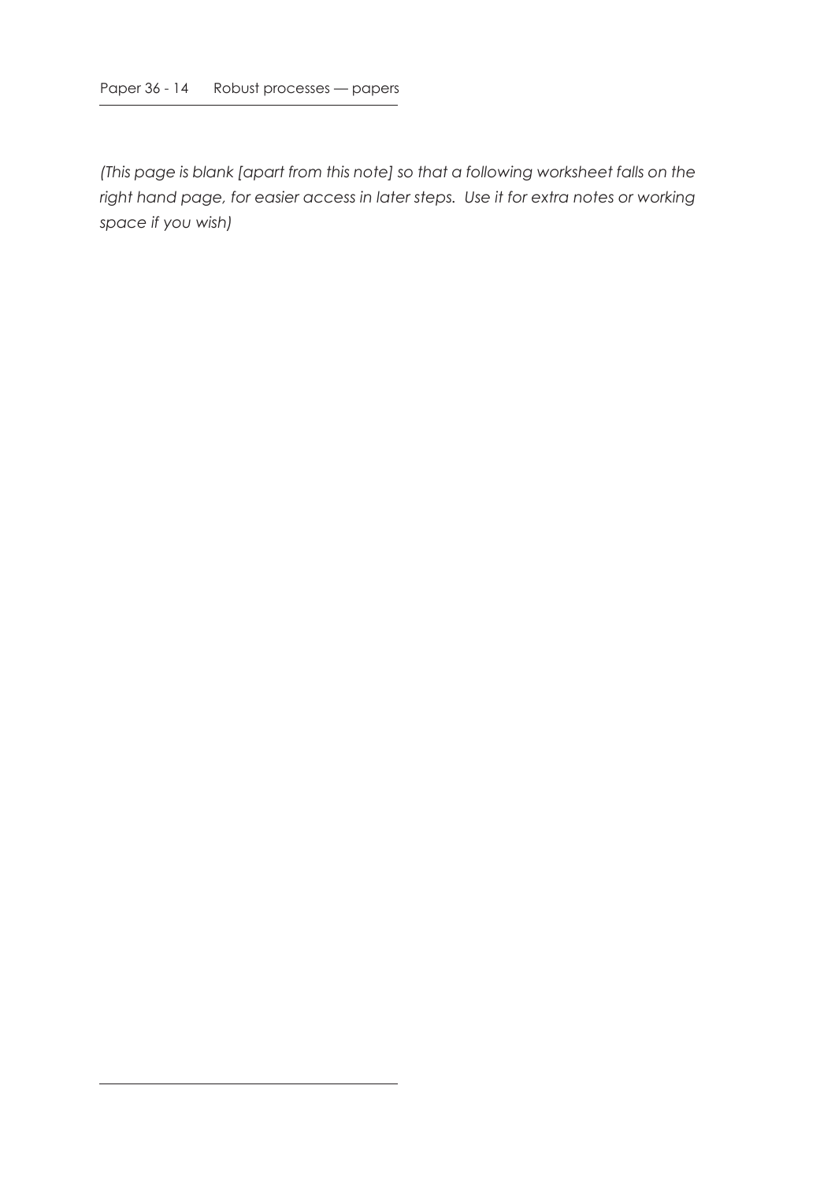*(This page is blank [apart from this note] so that a following worksheet falls on the right hand page, for easier access in later steps. Use it for extra notes or working space if you wish)*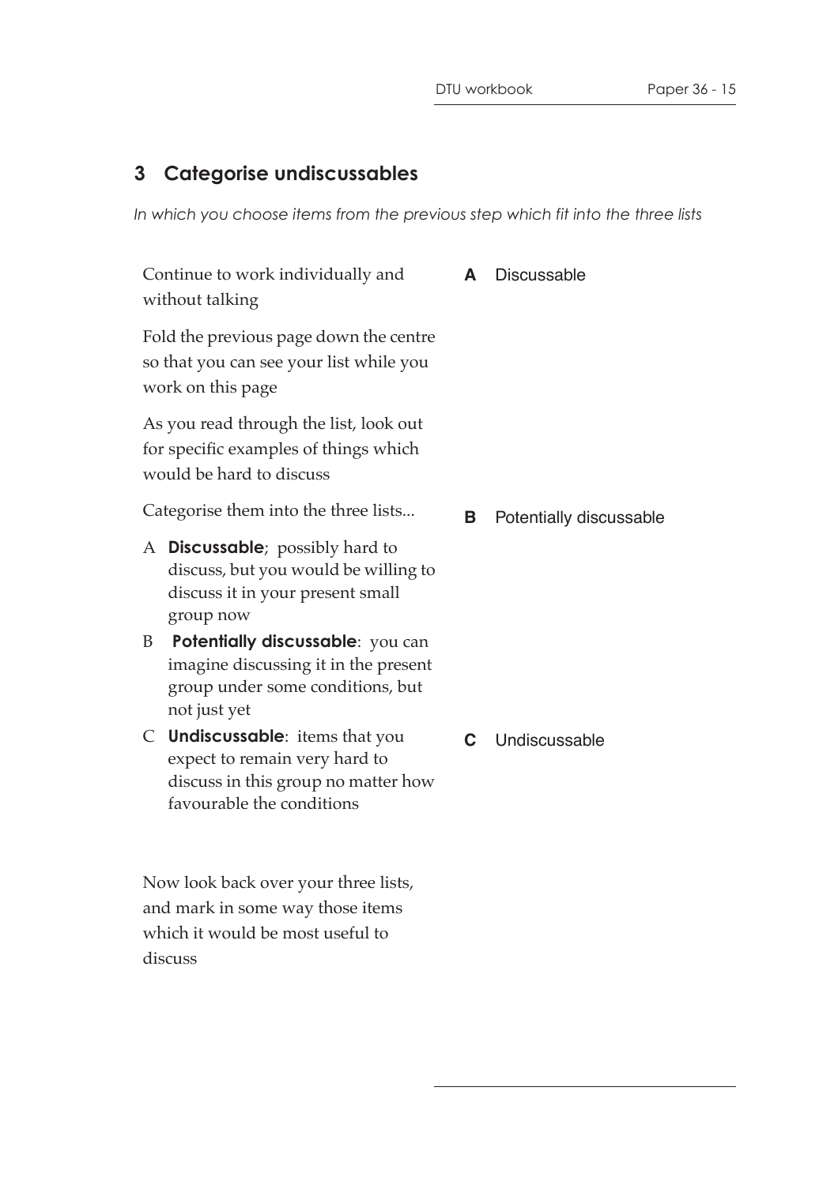## 3 Categorise undiscussables

*In which you choose items from the previous step which fit into the three lists*

Continue to work individually and without talking

Fold the previous page down the centre so that you can see your list while you work on this page

As you read through the list, look out for specific examples of things which would be hard to discuss

Categorise them into the three lists...

A **Discussable**; possibly hard to discuss, but you would be willing to discuss it in your present small group now

B **Potentially discussable**: you can imagine discussing it in the present group under some conditions, but not just yet

C **Undiscussable**: items that you expect to remain very hard to discuss in this group no matter how favourable the conditions

Now look back over your three lists, and mark in some way those items which it would be most useful to discuss

**A** Discussable

**B** Potentially discussable

**C** Undiscussable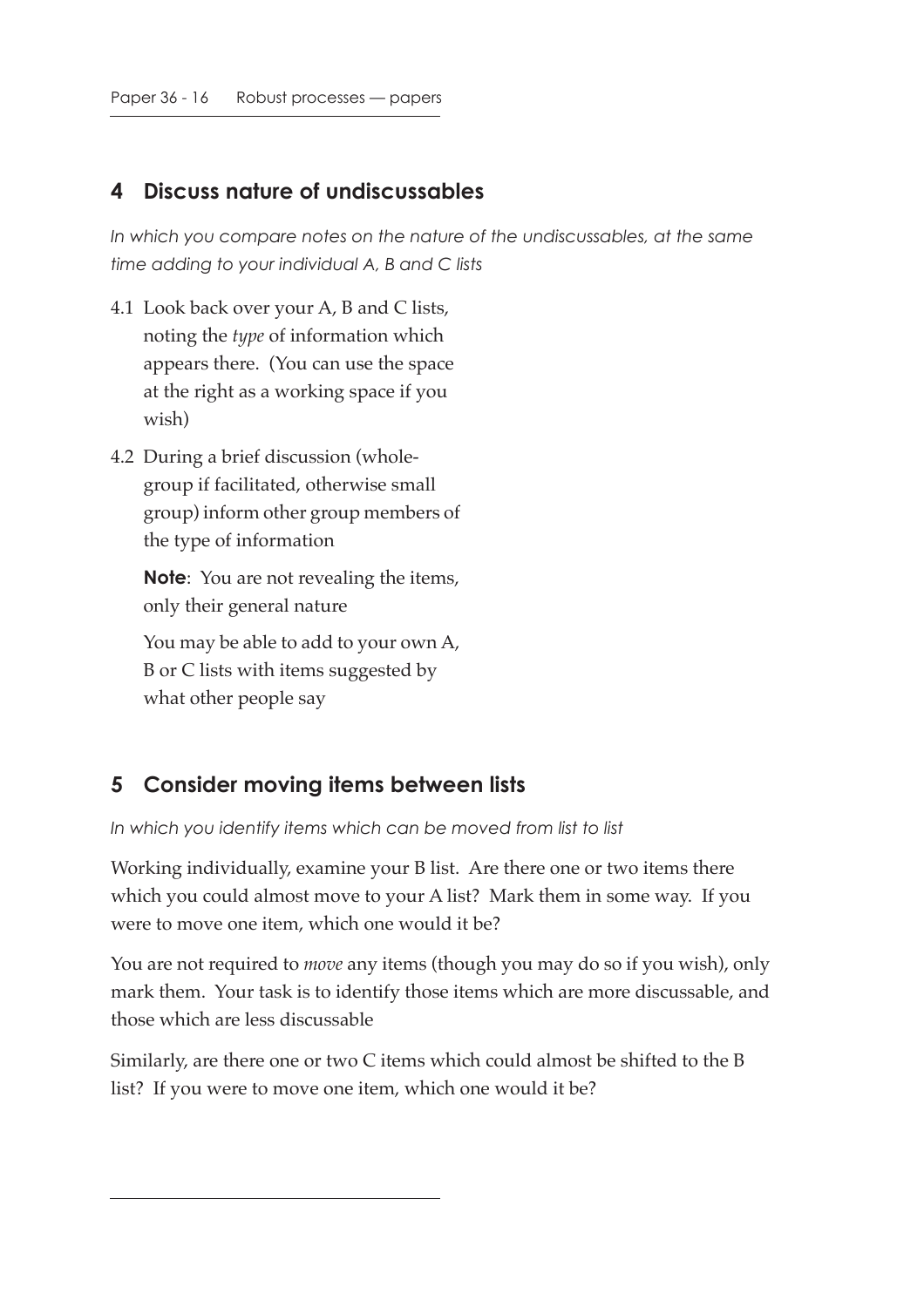## 4 Discuss nature of undiscussables

*In which you compare notes on the nature of the undiscussables, at the same time adding to your individual A, B and C lists*

4.1 Look back over your A, B and C lists, noting the *type* of information which appears there. (You can use the space at the right as a working space if you wish)

4.2 During a brief discussion (whole-group if facilitated, otherwise small group) inform other group members of the type of information

**Note**: You are not revealing the items, only their general nature

You may be able to add to your own A, B or C lists with items suggested by what other people say

## 5 Consider moving items between lists

*In which you identify items which can be moved from list to list*

Working individually, examine your B list. Are there one or two items there which you could almost move to your A list? Mark them in some way. If you were to move one item, which one would it be?

You are not required to *move* any items (though you may do so if you wish), only mark them. Your task is to identify those items which are more discussable, and those which are less discussable

Similarly, are there one or two C items which could almost be shifted to the B list? If you were to move one item, which one would it be?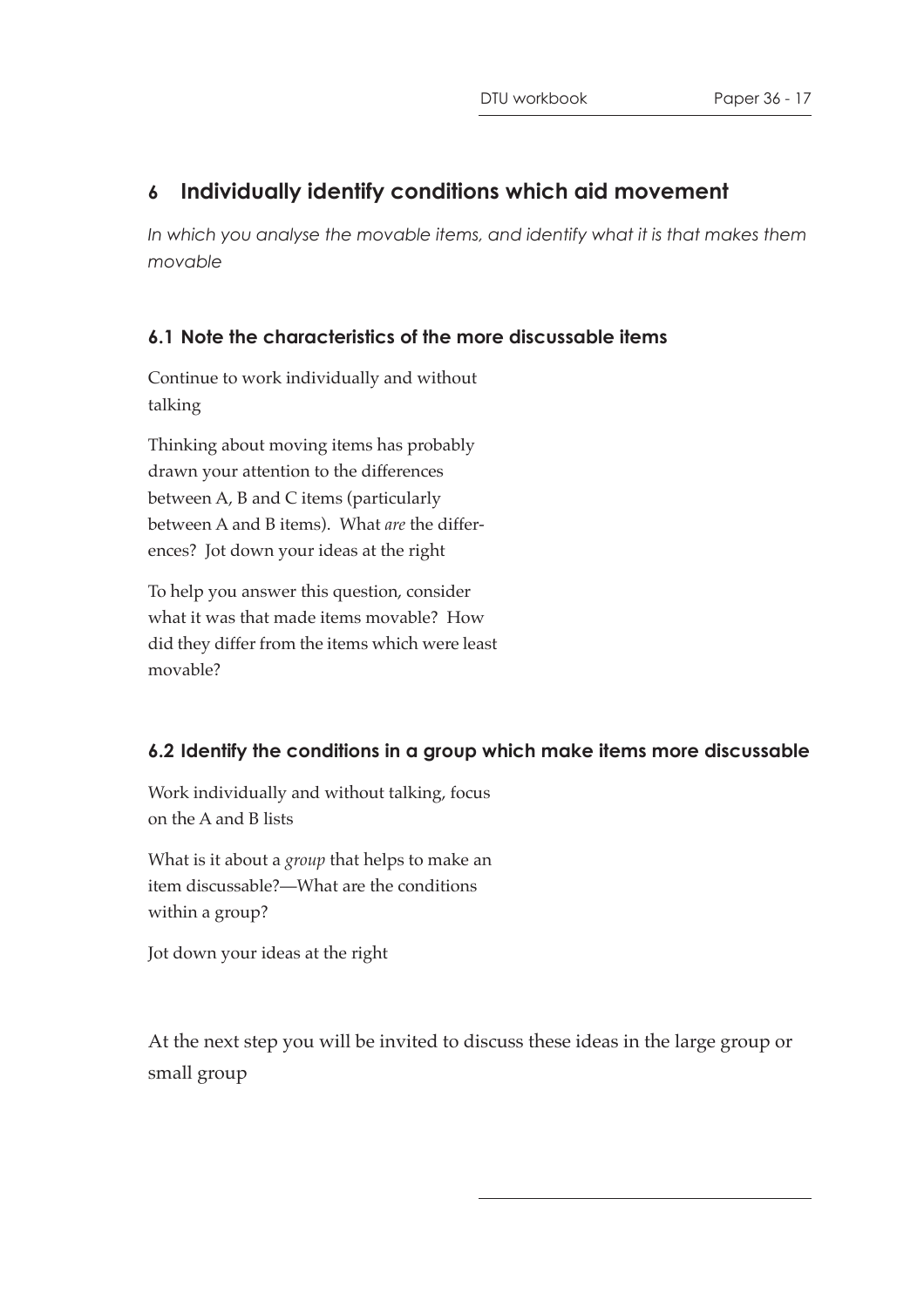## 6 Individually identify conditions which aid movement

*In which you analyse the movable items, and identify what it is that makes them movable*

### 6.1 Note the characteristics of the more discussable items

Continue to work individually and without talking

Thinking about moving items has probably drawn your attention to the differences between A, B and C items (particularly between A and B items). What *are* the differences? Jot down your ideas at the right

To help you answer this question, consider what it was that made items movable? How did they differ from the items which were least movable?

### 6.2 Identify the conditions in a group which make items more discussable

Work individually and without talking, focus on the A and B lists

What is it about a *group* that helps to make an item discussable?—What are the conditions within a group?

Jot down your ideas at the right

At the next step you will be invited to discuss these ideas in the large group or small group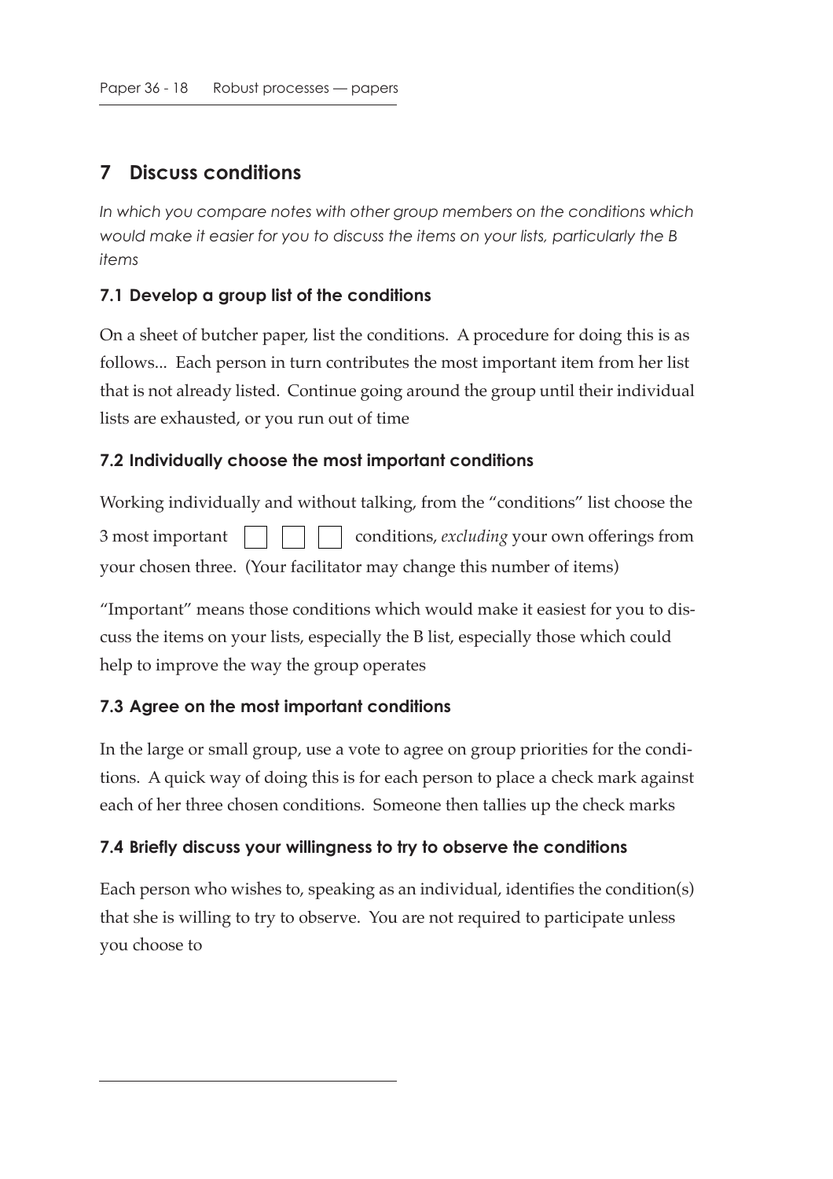## 7 Discuss conditions

*In which you compare notes with other group members on the conditions which would make it easier for you to discuss the items on your lists, particularly the B items*

### 7.1 Develop a group list of the conditions

On a sheet of butcher paper, list the conditions. A procedure for doing this is as follows... Each person in turn contributes the most important item from her list that is not already listed. Continue going around the group until their individual lists are exhausted, or you run out of time

### 7.2 Individually choose the most important conditions

Working individually and without talking, from the "conditions" list choose the 3 most important ☐ ☐ ☐ conditions, *excluding* your own offerings from your chosen three. (Your facilitator may change this number of items)

"Important" means those conditions which would make it easiest for you to discuss the items on your lists, especially the B list, especially those which could help to improve the way the group operates

### 7.3 Agree on the most important conditions

In the large or small group, use a vote to agree on group priorities for the conditions. A quick way of doing this is for each person to place a check mark against each of her three chosen conditions. Someone then tallies up the check marks

### 7.4 Briefly discuss your willingness to try to observe the conditions

Each person who wishes to, speaking as an individual, identifies the condition(s) that she is willing to try to observe. You are not required to participate unless you choose to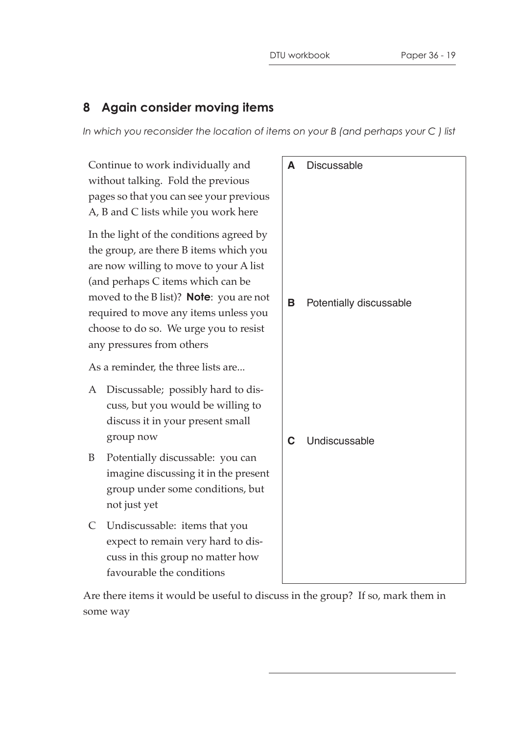## 8 Again consider moving items

*In which you reconsider the location of items on your B (and perhaps your C ) list*

Continue to work individually and without talking. Fold the previous pages so that you can see your previous A, B and C lists while you work here

In the light of the conditions agreed by the group, are there B items which you are now willing to move to your A list (and perhaps C items which can be moved to the B list)? **Note**: you are not required to move any items unless you choose to do so. We urge you to resist any pressures from others

As a reminder, the three lists are...

- A Discussable; possibly hard to discuss, but you would be willing to discuss it in your present small group now
- B Potentially discussable: you can imagine discussing it in the present group under some conditions, but not just yet
- C Undiscussable: items that you expect to remain very hard to discuss in this group no matter how favourable the conditions

| |
|---|
| **A** Discussable |
| **B** Potentially discussable |
| **C** Undiscussable |

Are there items it would be useful to discuss in the group? If so, mark them in some way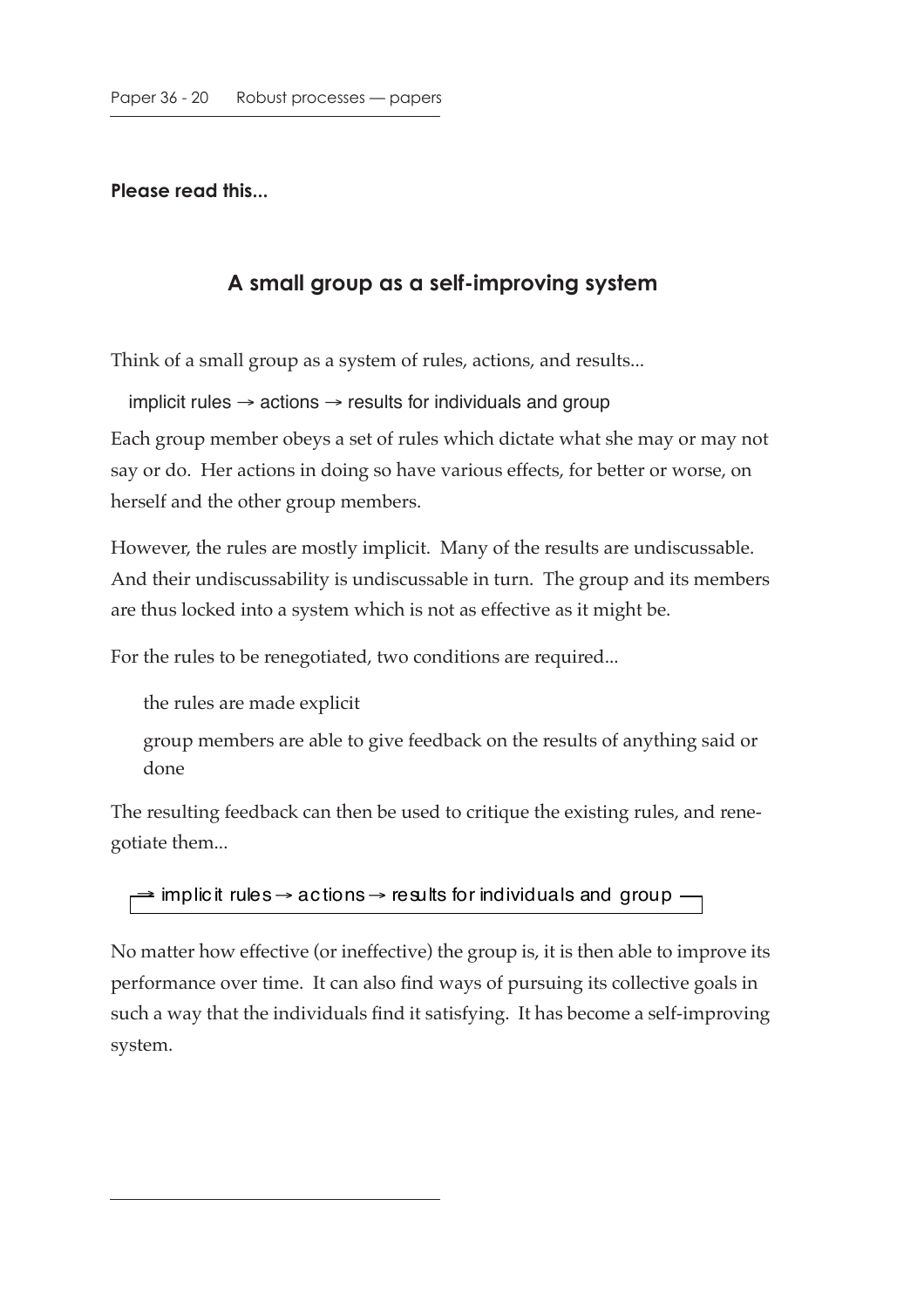**Please read this...**

## A small group as a self-improving system

Think of a small group as a system of rules, actions, and results...

implicit rules → actions → results for individuals and group

Each group member obeys a set of rules which dictate what she may or may not say or do. Her actions in doing so have various effects, for better or worse, on herself and the other group members.

However, the rules are mostly implicit. Many of the results are undiscussable. And their undiscussability is undiscussable in turn. The group and its members are thus locked into a system which is not as effective as it might be.

For the rules to be renegotiated, two conditions are required...

the rules are made explicit

group members are able to give feedback on the results of anything said or done

The resulting feedback can then be used to critique the existing rules, and renegotiate them...

→ implicit rules → actions → results for individuals and group —

No matter how effective (or ineffective) the group is, it is then able to improve its performance over time. It can also find ways of pursuing its collective goals in such a way that the individuals find it satisfying. It has become a self-improving system.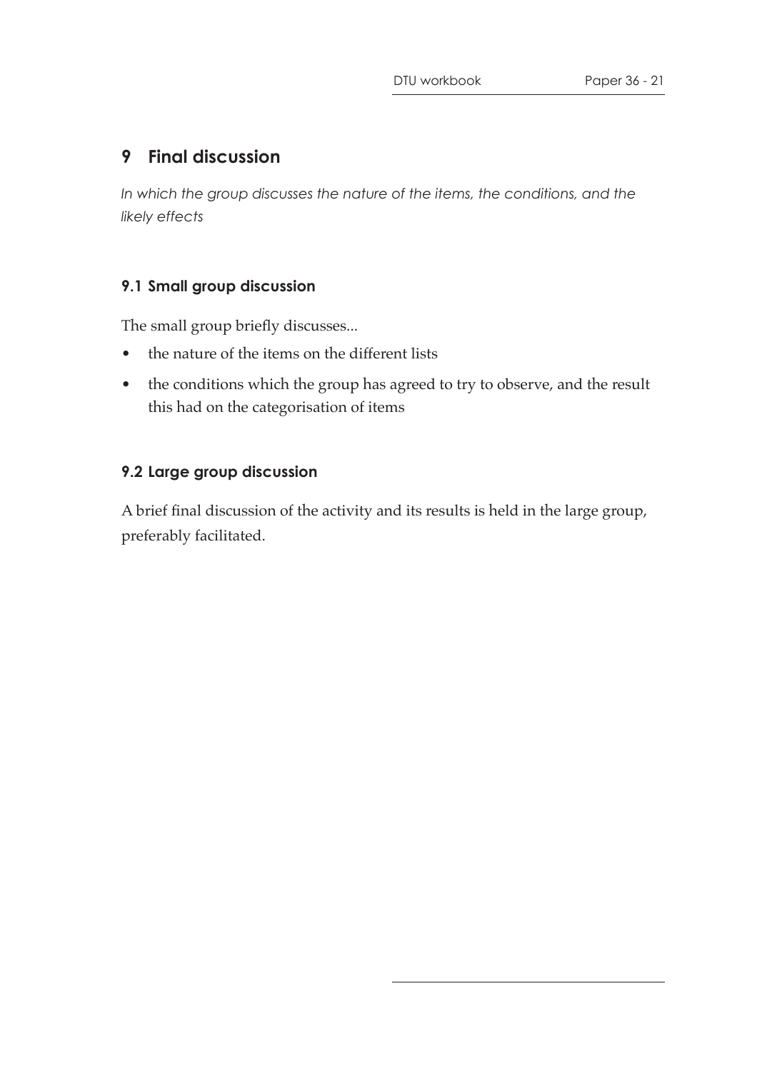# 9 Final discussion

*In which the group discusses the nature of the items, the conditions, and the likely effects*

## 9.1 Small group discussion

The small group briefly discusses...

- the nature of the items on the different lists
- the conditions which the group has agreed to try to observe, and the result this had on the categorisation of items

## 9.2 Large group discussion

A brief final discussion of the activity and its results is held in the large group, preferably facilitated.